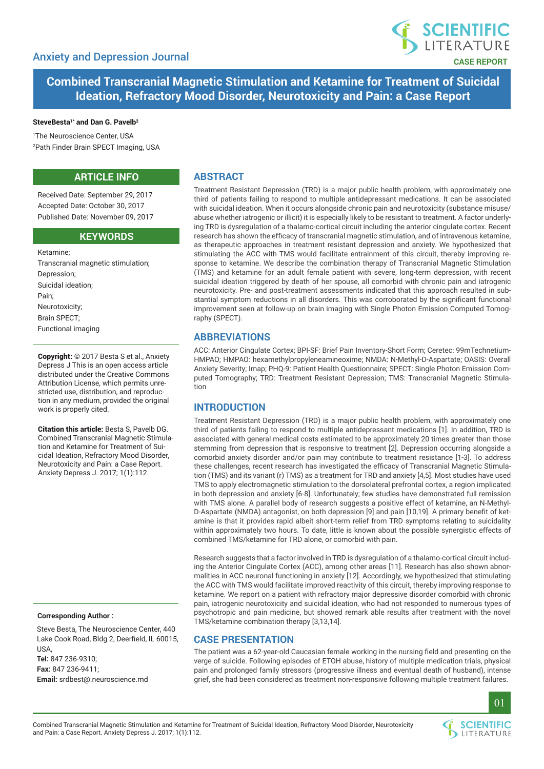Anxiety and Depression Journal

CASE REPORT

# Combined Transcranial Magnetic Stimulation and Ketamine for Treatment of Suicidal Ideation, Refractory Mood Disorder, Neurotoxicity and Pain: a Case Report

**SteveBesta[1*] and Dan G. Pavelb[2]**

[1]The Neuroscience Center, USA

[2]Path Finder Brain SPECT Imaging, USA

## ARTICLE INFO

Received Date: September 29, 2017

Accepted Date: October 30, 2017

Published Date: November 09, 2017

## KEYWORDS

Ketamine;
Transcranial magnetic stimulation;
Depression;
Suicidal ideation;
Pain;
Neurotoxicity;
Brain SPECT;
Functional imaging

**Copyright:** © 2017 Besta S et al., Anxiety Depress J This is an open access article distributed under the Creative Commons Attribution License, which permits unrestricted use, distribution, and reproduction in any medium, provided the original work is properly cited.

**Citation this article:** Besta S, Pavelb DG. Combined Transcranial Magnetic Stimulation and Ketamine for Treatment of Suicidal Ideation, Refractory Mood Disorder, Neurotoxicity and Pain: a Case Report. Anxiety Depress J. 2017; 1(1):112.

**Corresponding Author :**

Steve Besta, The Neuroscience Center, 440 Lake Cook Road, Bldg 2, Deerfield, IL 60015, USA,
**Tel:** 847 236-9310;
**Fax:** 847 236-9411;
**Email:** srdbest@.neuroscience.md

## ABSTRACT

Treatment Resistant Depression (TRD) is a major public health problem, with approximately one third of patients failing to respond to multiple antidepressant medications. It can be associated with suicidal ideation. When it occurs alongside chronic pain and neurotoxicity (substance misuse/abuse whether iatrogenic or illicit) it is especially likely to be resistant to treatment. A factor underlying TRD is dysregulation of a thalamo-cortical circuit including the anterior cingulate cortex. Recent research has shown the efficacy of transcranial magnetic stimulation, and of intravenous ketamine, as therapeutic approaches in treatment resistant depression and anxiety. We hypothesized that stimulating the ACC with TMS would facilitate entrainment of this circuit, thereby improving response to ketamine. We describe the combination therapy of Transcranial Magnetic Stimulation (TMS) and ketamine for an adult female patient with severe, long-term depression, with recent suicidal ideation triggered by death of her spouse, all comorbid with chronic pain and iatrogenic neurotoxicity. Pre- and post-treatment assessments indicated that this approach resulted in substantial symptom reductions in all disorders. This was corroborated by the significant functional improvement seen at follow-up on brain imaging with Single Photon Emission Computed Tomography (SPECT).

## ABBREVIATIONS

ACC: Anterior Cingulate Cortex; BPI-SF: Brief Pain Inventory-Short Form; Ceretec: 99mTechnetium-HMPAO; HMPAO: hexamethylpropyleneamineoxime; NMDA: N-Methyl-D-Aspartate; OASIS: Overall Anxiety Severity; Imap; PHQ-9: Patient Health Questionnaire; SPECT: Single Photon Emission Computed Tomography; TRD: Treatment Resistant Depression; TMS: Transcranial Magnetic Stimulation

## INTRODUCTION

Treatment Resistant Depression (TRD) is a major public health problem, with approximately one third of patients failing to respond to multiple antidepressant medications [1]. In addition, TRD is associated with general medical costs estimated to be approximately 20 times greater than those stemming from depression that is responsive to treatment [2]. Depression occurring alongside a comorbid anxiety disorder and/or pain may contribute to treatment resistance [1-3]. To address these challenges, recent research has investigated the efficacy of Transcranial Magnetic Stimulation (TMS) and its variant (r) TMS) as a treatment for TRD and anxiety [4,5]. Most studies have used TMS to apply electromagnetic stimulation to the dorsolateral prefrontal cortex, a region implicated in both depression and anxiety [6-8]. Unfortunately; few studies have demonstrated full remission with TMS alone. A parallel body of research suggests a positive effect of ketamine, an N-Methyl-D-Aspartate (NMDA) antagonist, on both depression [9] and pain [10,19]. A primary benefit of ketamine is that it provides rapid albeit short-term relief from TRD symptoms relating to suicidality within approximately two hours. To date, little is known about the possible synergistic effects of combined TMS/ketamine for TRD alone, or comorbid with pain.

Research suggests that a factor involved in TRD is dysregulation of a thalamo-cortical circuit including the Anterior Cingulate Cortex (ACC), among other areas [11]. Research has also shown abnormalities in ACC neuronal functioning in anxiety [12]. Accordingly, we hypothesized that stimulating the ACC with TMS would facilitate improved reactivity of this circuit, thereby improving response to ketamine. We report on a patient with refractory major depressive disorder comorbid with chronic pain, iatrogenic neurotoxicity and suicidal ideation, who had not responded to numerous types of psychotropic and pain medicine, but showed remark able results after treatment with the novel TMS/ketamine combination therapy [3,13,14].

## CASE PRESENTATION

The patient was a 62-year-old Caucasian female working in the nursing field and presenting on the verge of suicide. Following episodes of ETOH abuse, history of multiple medication trials, physical pain and prolonged family stressors (progressive illness and eventual death of husband), intense grief, she had been considered as treatment non-responsive following multiple treatment failures.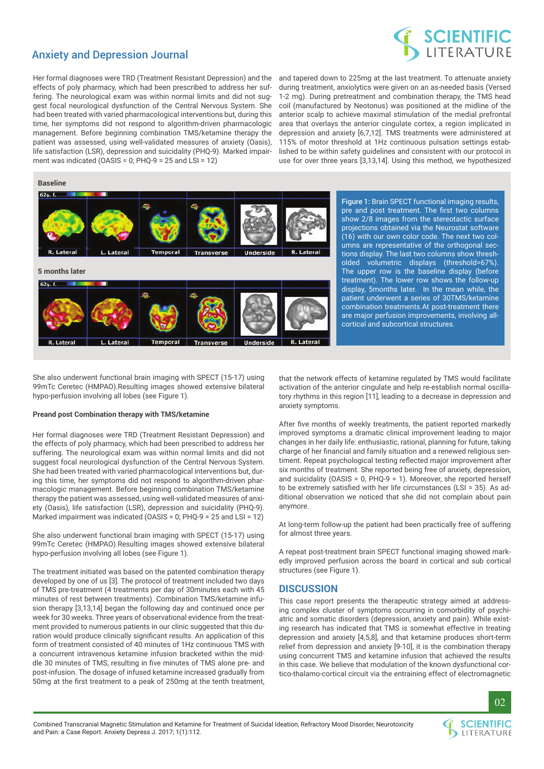Her formal diagnoses were TRD (Treatment Resistant Depression) and the effects of poly pharmacy, which had been prescribed to address her suffering. The neurological exam was within normal limits and did not suggest focal neurological dysfunction of the Central Nervous System. She had been treated with varied pharmacological interventions but, during this time, her symptoms did not respond to algorithm-driven pharmacologic management. Before beginning combination TMS/ketamine therapy the patient was assessed, using well-validated measures of anxiety (Oasis), life satisfaction (LSR), depression and suicidality (PHQ-9). Marked impairment was indicated (OASIS = 0; PHQ-9 = 25 and LSI = 12)

and tapered down to 225mg at the last treatment. To attenuate anxiety during treatment, anxiolytics were given on an as-needed basis (Versed 1-2 mg). During pretreatment and combination therapy, the TMS head coil (manufactured by Neotonus) was positioned at the midline of the anterior scalp to achieve maximal stimulation of the medial prefrontal area that overlays the anterior cingulate cortex, a region implicated in depression and anxiety [6,7,12]. TMS treatments were administered at 115% of motor threshold at 1Hz continuous pulsation settings established to be within safety guidelines and consistent with our protocol in use for over three years [3,13,14]. Using this method, we hypothesized that the network effects of ketamine regulated by TMS would facilitate activation of the anterior cingulate and help re-establish normal oscillatory rhythms in this region [11], leading to a decrease in depression and anxiety symptoms.

**Figure 1:** Brain SPECT functional imaging results, pre and post treatment. The first two columns show 2/8 images from the stereotactic surface projections obtained via the Neurostat software (16) with our own color code. The next two columns are representative of the orthogonal sections display. The last two columns show thresholded volumetric displays (threshold=67%). The upper row is the baseline display (before treatment). The lower row shows the follow-up display, 5months later. In the mean while, the patient underwent a series of 30TMS/ketamine combination treatments.At post-treatment there are major perfusion improvements, involving all-cortical and subcortical structures.

She also underwent functional brain imaging with SPECT (15-17) using 99mTc Ceretec (HMPAO).Resulting images showed extensive bilateral hypo-perfusion involving all lobes (see Figure 1).

**Preand post Combination therapy with TMS/ketamine**

Her formal diagnoses were TRD (Treatment Resistant Depression) and the effects of poly pharmacy, which had been prescribed to address her suffering. The neurological exam was within normal limits and did not suggest focal neurological dysfunction of the Central Nervous System. She had been treated with varied pharmacological interventions but, during this time, her symptoms did not respond to algorithm-driven pharmacologic management. Before beginning combination TMS/ketamine therapy the patient was assessed, using well-validated measures of anxiety (Oasis), life satisfaction (LSR), depression and suicidality (PHQ-9). Marked impairment was indicated (OASIS = 0; PHQ-9 = 25 and LSI = 12)

She also underwent functional brain imaging with SPECT (15-17) using 99mTc Ceretec (HMPAO).Resulting images showed extensive bilateral hypo-perfusion involving all lobes (see Figure 1).

The treatment initiated was based on the patented combination therapy developed by one of us [3]. The protocol of treatment included two days of TMS pre-treatment (4 treatments per day of 30minutes each with 45 minutes of rest between treatments). Combination TMS/ketamine infusion therapy [3,13,14] began the following day and continued once per week for 30 weeks. Three years of observational evidence from the treatment provided to numerous patients in our clinic suggested that this duration would produce clinically significant results. An application of this form of treatment consisted of 40 minutes of 1Hz continuous TMS with a concurrent intravenous ketamine infusion bracketed within the middle 30 minutes of TMS, resulting in five minutes of TMS alone pre- and post-infusion. The dosage of infused ketamine increased gradually from 50mg at the first treatment to a peak of 250mg at the tenth treatment,

After five months of weekly treatments, the patient reported markedly improved symptoms a dramatic clinical improvement leading to major changes in her daily life: enthusiastic, rational, planning for future, taking charge of her financial and family situation and a renewed religious sentiment. Repeat psychological testing reflected major improvement after six months of treatment. She reported being free of anxiety, depression, and suicidality (OASIS = 0, PHQ-9 = 1). Moreover, she reported herself to be extremely satisfied with her life circumstances (LSI = 35). As additional observation we noticed that she did not complain about pain anymore.

At long-term follow-up the patient had been practically free of suffering for almost three years.

A repeat post-treatment brain SPECT functional imaging showed markedly improved perfusion across the board in cortical and sub cortical structures (see Figure 1).

## DISCUSSION

This case report presents the therapeutic strategy aimed at addressing complex cluster of symptoms occurring in comorbidity of psychiatric and somatic disorders (depression, anxiety and pain). While existing research has indicated that TMS is somewhat effective in treating depression and anxiety [4,5,8], and that ketamine produces short-term relief from depression and anxiety [9-10], it is the combination therapy using concurrent TMS and ketamine infusion that achieved the results in this case. We believe that modulation of the known dysfunctional cortico-thalamo-cortical circuit via the entraining effect of electromagnetic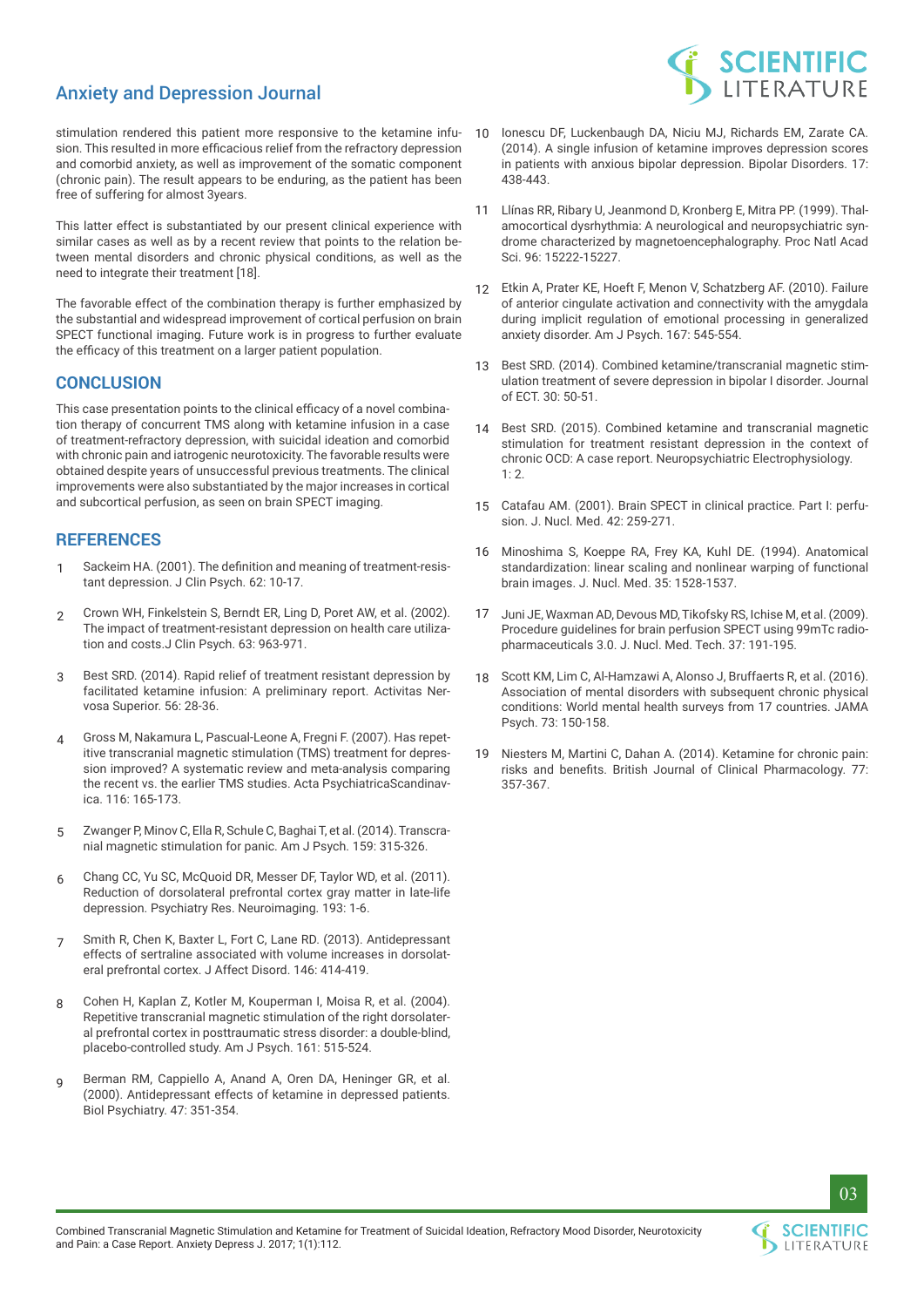stimulation rendered this patient more responsive to the ketamine infusion. This resulted in more efficacious relief from the refractory depression and comorbid anxiety, as well as improvement of the somatic component (chronic pain). The result appears to be enduring, as the patient has been free of suffering for almost 3years.

This latter effect is substantiated by our present clinical experience with similar cases as well as by a recent review that points to the relation between mental disorders and chronic physical conditions, as well as the need to integrate their treatment [18].

The favorable effect of the combination therapy is further emphasized by the substantial and widespread improvement of cortical perfusion on brain SPECT functional imaging. Future work is in progress to further evaluate the efficacy of this treatment on a larger patient population.

## CONCLUSION

This case presentation points to the clinical efficacy of a novel combination therapy of concurrent TMS along with ketamine infusion in a case of treatment-refractory depression, with suicidal ideation and comorbid with chronic pain and iatrogenic neurotoxicity. The favorable results were obtained despite years of unsuccessful previous treatments. The clinical improvements were also substantiated by the major increases in cortical and subcortical perfusion, as seen on brain SPECT imaging.

## REFERENCES

1. Sackeim HA. (2001). The definition and meaning of treatment-resistant depression. J Clin Psych. 62: 10-17.
2. Crown WH, Finkelstein S, Berndt ER, Ling D, Poret AW, et al. (2002). The impact of treatment-resistant depression on health care utilization and costs.J Clin Psych. 63: 963-971.
3. Best SRD. (2014). Rapid relief of treatment resistant depression by facilitated ketamine infusion: A preliminary report. Activitas Nervosa Superior. 56: 28-36.
4. Gross M, Nakamura L, Pascual-Leone A, Fregni F. (2007). Has repetitive transcranial magnetic stimulation (TMS) treatment for depression improved? A systematic review and meta-analysis comparing the recent vs. the earlier TMS studies. Acta PsychiatricaScandinavica. 116: 165-173.
5. Zwanger P, Minov C, Ella R, Schule C, Baghai T, et al. (2014). Transcranial magnetic stimulation for panic. Am J Psych. 159: 315-326.
6. Chang CC, Yu SC, McQuoid DR, Messer DF, Taylor WD, et al. (2011). Reduction of dorsolateral prefrontal cortex gray matter in late-life depression. Psychiatry Res. Neuroimaging. 193: 1-6.
7. Smith R, Chen K, Baxter L, Fort C, Lane RD. (2013). Antidepressant effects of sertraline associated with volume increases in dorsolateral prefrontal cortex. J Affect Disord. 146: 414-419.
8. Cohen H, Kaplan Z, Kotler M, Kouperman I, Moisa R, et al. (2004). Repetitive transcranial magnetic stimulation of the right dorsolateral prefrontal cortex in posttraumatic stress disorder: a double-blind, placebo-controlled study. Am J Psych. 161: 515-524.
9. Berman RM, Cappiello A, Anand A, Oren DA, Heninger GR, et al. (2000). Antidepressant effects of ketamine in depressed patients. Biol Psychiatry. 47: 351-354.
10. Ionescu DF, Luckenbaugh DA, Niciu MJ, Richards EM, Zarate CA. (2014). A single infusion of ketamine improves depression scores in patients with anxious bipolar depression. Bipolar Disorders. 17: 438-443.
11. Llínas RR, Ribary U, Jeanmond D, Kronberg E, Mitra PP. (1999). Thalamocortical dysrhythmia: A neurological and neuropsychiatric syndrome characterized by magnetoencephalography. Proc Natl Acad Sci. 96: 15222-15227.
12. Etkin A, Prater KE, Hoeft F, Menon V, Schatzberg AF. (2010). Failure of anterior cingulate activation and connectivity with the amygdala during implicit regulation of emotional processing in generalized anxiety disorder. Am J Psych. 167: 545-554.
13. Best SRD. (2014). Combined ketamine/transcranial magnetic stimulation treatment of severe depression in bipolar I disorder. Journal of ECT. 30: 50-51.
14. Best SRD. (2015). Combined ketamine and transcranial magnetic stimulation for treatment resistant depression in the context of chronic OCD: A case report. Neuropsychiatric Electrophysiology. 1: 2.
15. Catafau AM. (2001). Brain SPECT in clinical practice. Part I: perfusion. J. Nucl. Med. 42: 259-271.
16. Minoshima S, Koeppe RA, Frey KA, Kuhl DE. (1994). Anatomical standardization: linear scaling and nonlinear warping of functional brain images. J. Nucl. Med. 35: 1528-1537.
17. Juni JE, Waxman AD, Devous MD, Tikofsky RS, Ichise M, et al. (2009). Procedure guidelines for brain perfusion SPECT using 99mTc radiopharmaceuticals 3.0. J. Nucl. Med. Tech. 37: 191-195.
18. Scott KM, Lim C, Al-Hamzawi A, Alonso J, Bruffaerts R, et al. (2016). Association of mental disorders with subsequent chronic physical conditions: World mental health surveys from 17 countries. JAMA Psych. 73: 150-158.
19. Niesters M, Martini C, Dahan A. (2014). Ketamine for chronic pain: risks and benefits. British Journal of Clinical Pharmacology. 77: 357-367.